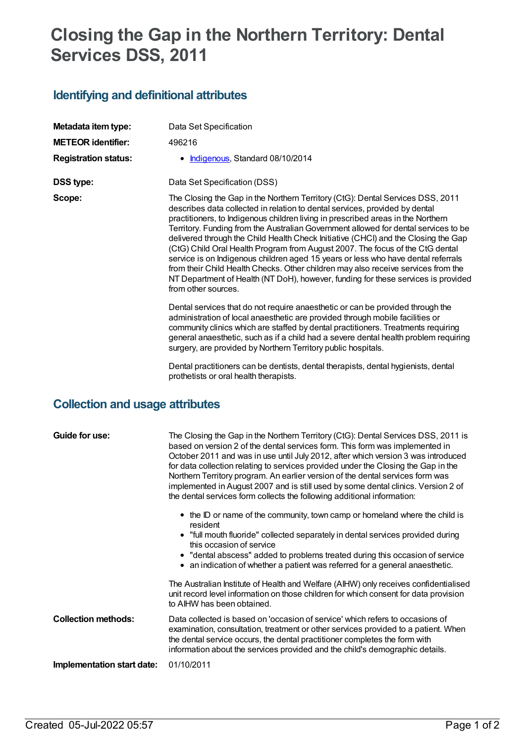# Closing the Gap in the Northern Territory: Dental Services DSS, 2011

## Identifying and definitional attributes

**Metadata item type:** Data Set Specification

**METEOR identifier:** 496216

**Registration status:**
- Indigenous, Standard 08/10/2014

**DSS type:** Data Set Specification (DSS)

**Scope:** The Closing the Gap in the Northern Territory (CtG): Dental Services DSS, 2011 describes data collected in relation to dental services, provided by dental practitioners, to Indigenous children living in prescribed areas in the Northern Territory. Funding from the Australian Government allowed for dental services to be delivered through the Child Health Check Initiative (CHCI) and the Closing the Gap (CtG) Child Oral Health Program from August 2007. The focus of the CtG dental service is on Indigenous children aged 15 years or less who have dental referrals from their Child Health Checks. Other children may also receive services from the NT Department of Health (NT DoH), however, funding for these services is provided from other sources.

Dental services that do not require anaesthetic or can be provided through the administration of local anaesthetic are provided through mobile facilities or community clinics which are staffed by dental practitioners. Treatments requiring general anaesthetic, such as if a child had a severe dental health problem requiring surgery, are provided by Northern Territory public hospitals.

Dental practitioners can be dentists, dental therapists, dental hygienists, dental prothetists or oral health therapists.

## Collection and usage attributes

**Guide for use:** The Closing the Gap in the Northern Territory (CtG): Dental Services DSS, 2011 is based on version 2 of the dental services form. This form was implemented in October 2011 and was in use until July 2012, after which version 3 was introduced for data collection relating to services provided under the Closing the Gap in the Northern Territory program. An earlier version of the dental services form was implemented in August 2007 and is still used by some dental clinics. Version 2 of the dental services form collects the following additional information:

- the ID or name of the community, town camp or homeland where the child is resident
- "full mouth fluoride" collected separately in dental services provided during this occasion of service
- "dental abscess" added to problems treated during this occasion of service
- an indication of whether a patient was referred for a general anaesthetic.

The Australian Institute of Health and Welfare (AIHW) only receives confidentialised unit record level information on those children for which consent for data provision to AIHW has been obtained.

**Collection methods:** Data collected is based on 'occasion of service' which refers to occasions of examination, consultation, treatment or other services provided to a patient. When the dental service occurs, the dental practitioner completes the form with information about the services provided and the child's demographic details.

**Implementation start date:** 01/10/2011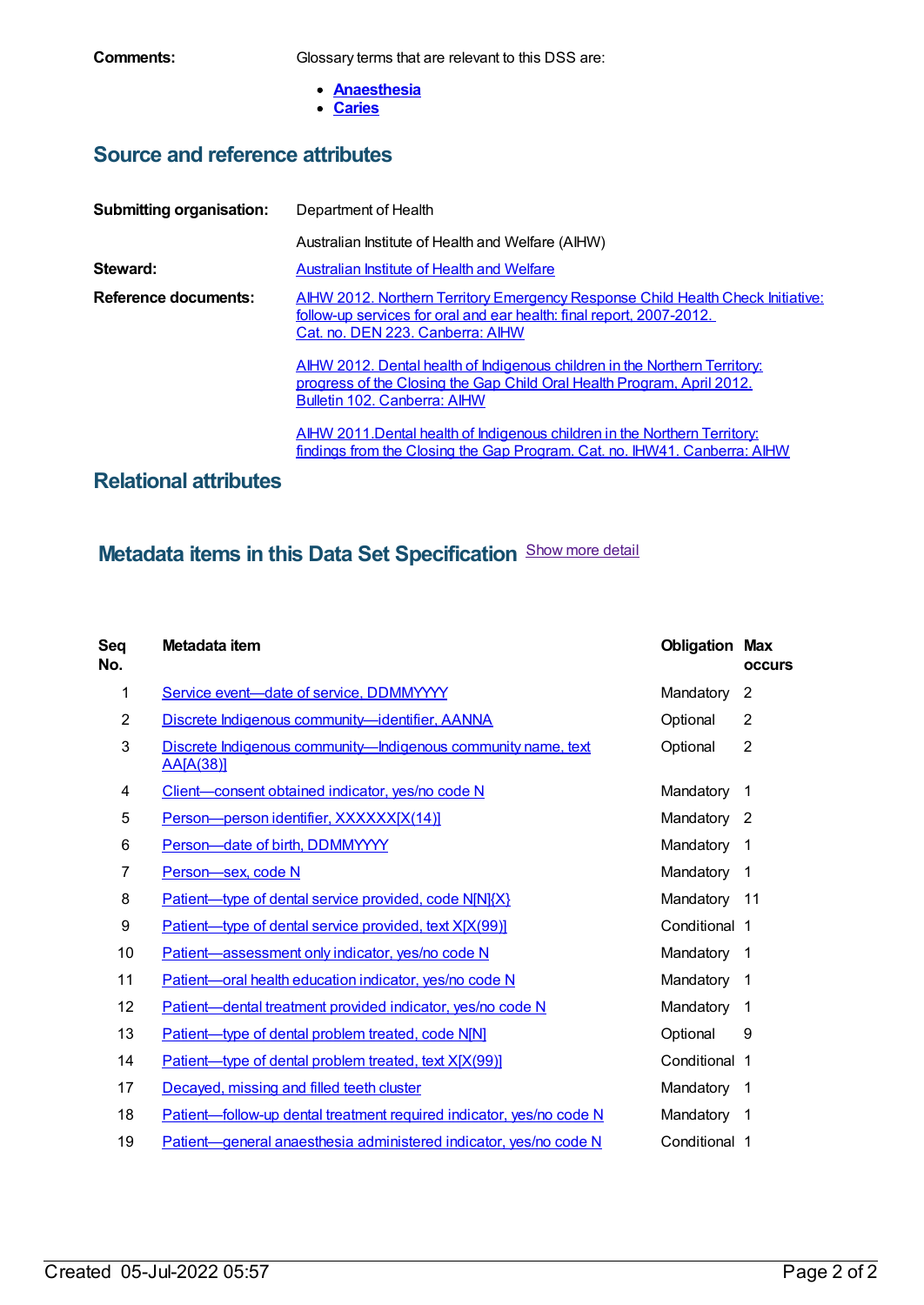**Comments:** Glossary terms that are relevant to this DSS are:

- **Anaesthesia**
- **Caries**

## Source and reference attributes

| | |
|---|---|
| **Submitting organisation:** | Department of Health |
| | Australian Institute of Health and Welfare (AIHW) |
| **Steward:** | Australian Institute of Health and Welfare |
| **Reference documents:** | AIHW 2012. Northern Territory Emergency Response Child Health Check Initiative: follow-up services for oral and ear health: final report, 2007-2012. Cat. no. DEN 223. Canberra: AIHW |
| | AIHW 2012. Dental health of Indigenous children in the Northern Territory: progress of the Closing the Gap Child Oral Health Program, April 2012. Bulletin 102. Canberra: AIHW |
| | AIHW 2011.Dental health of Indigenous children in the Northern Territory: findings from the Closing the Gap Program. Cat. no. IHW41. Canberra: AIHW |

## Relational attributes

### Metadata items in this Data Set Specification

Show more detail

| Seq No. | Metadata item | Obligation | Max occurs |
|---|---|---|---|
| 1 | Service event—date of service, DDMMYYYY | Mandatory | 2 |
| 2 | Discrete Indigenous community—identifier, AANNA | Optional | 2 |
| 3 | Discrete Indigenous community—Indigenous community name, text AA[A(38)] | Optional | 2 |
| 4 | Client—consent obtained indicator, yes/no code N | Mandatory | 1 |
| 5 | Person—person identifier, XXXXXX[X(14)] | Mandatory | 2 |
| 6 | Person—date of birth, DDMMYYYY | Mandatory | 1 |
| 7 | Person—sex, code N | Mandatory | 1 |
| 8 | Patient—type of dental service provided, code N[N]{X} | Mandatory | 11 |
| 9 | Patient—type of dental service provided, text X[X(99)] | Conditional | 1 |
| 10 | Patient—assessment only indicator, yes/no code N | Mandatory | 1 |
| 11 | Patient—oral health education indicator, yes/no code N | Mandatory | 1 |
| 12 | Patient—dental treatment provided indicator, yes/no code N | Mandatory | 1 |
| 13 | Patient—type of dental problem treated, code N[N] | Optional | 9 |
| 14 | Patient—type of dental problem treated, text X[X(99)] | Conditional | 1 |
| 17 | Decayed, missing and filled teeth cluster | Mandatory | 1 |
| 18 | Patient—follow-up dental treatment required indicator, yes/no code N | Mandatory | 1 |
| 19 | Patient—general anaesthesia administered indicator, yes/no code N | Conditional | 1 |